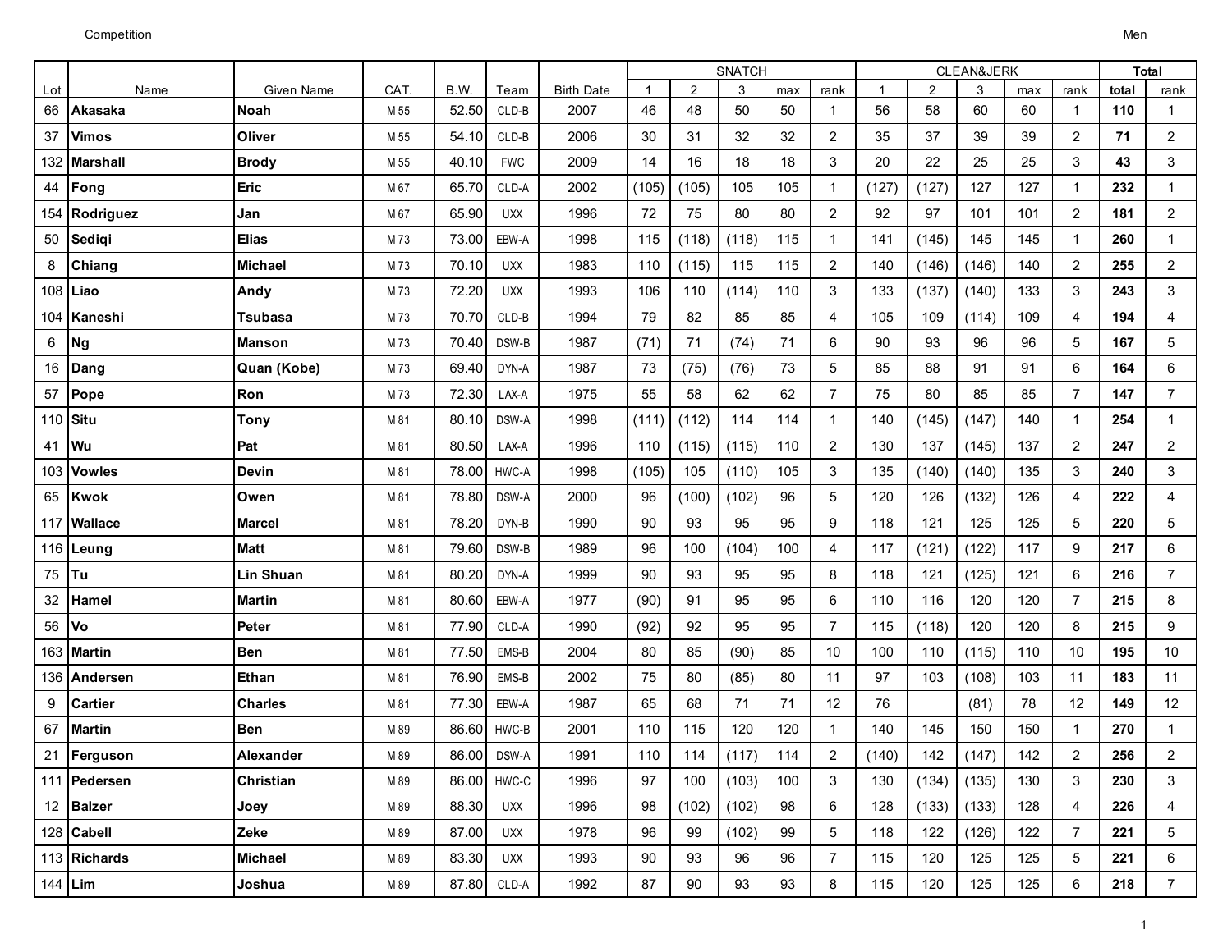Competition

Men

| Lot | Name | Given Name | CAT. | B.W. | Team | Birth Date | SNATCH | | | | | CLEAN&JERK | | | | | Total | |
|---|---|---|---|---|---|---|---|---|---|---|---|---|---|---|---|---|---|---|
| | | | | | | | 1 | 2 | 3 | max | rank | 1 | 2 | 3 | max | rank | total | rank |
| 66 | **Akasaka** | **Noah** | M 55 | 52.50 | CLD-B | 2007 | 46 | 48 | 50 | 50 | 1 | 56 | 58 | 60 | 60 | 1 | **110** | 1 |
| 37 | **Vimos** | **Oliver** | M 55 | 54.10 | CLD-B | 2006 | 30 | 31 | 32 | 32 | 2 | 35 | 37 | 39 | 39 | 2 | **71** | 2 |
| 132 | **Marshall** | **Brody** | M 55 | 40.10 | FWC | 2009 | 14 | 16 | 18 | 18 | 3 | 20 | 22 | 25 | 25 | 3 | **43** | 3 |
| 44 | **Fong** | **Eric** | M 67 | 65.70 | CLD-A | 2002 | (105) | (105) | 105 | 105 | 1 | (127) | (127) | 127 | 127 | 1 | **232** | 1 |
| 154 | **Rodriguez** | **Jan** | M 67 | 65.90 | UXX | 1996 | 72 | 75 | 80 | 80 | 2 | 92 | 97 | 101 | 101 | 2 | **181** | 2 |
| 50 | **Sediqi** | **Elias** | M 73 | 73.00 | EBW-A | 1998 | 115 | (118) | (118) | 115 | 1 | 141 | (145) | 145 | 145 | 1 | **260** | 1 |
| 8 | **Chiang** | **Michael** | M 73 | 70.10 | UXX | 1983 | 110 | (115) | 115 | 115 | 2 | 140 | (146) | (146) | 140 | 2 | **255** | 2 |
| 108 | **Liao** | **Andy** | M 73 | 72.20 | UXX | 1993 | 106 | 110 | (114) | 110 | 3 | 133 | (137) | (140) | 133 | 3 | **243** | 3 |
| 104 | **Kaneshi** | **Tsubasa** | M 73 | 70.70 | CLD-B | 1994 | 79 | 82 | 85 | 85 | 4 | 105 | 109 | (114) | 109 | 4 | **194** | 4 |
| 6 | **Ng** | **Manson** | M 73 | 70.40 | DSW-B | 1987 | (71) | 71 | (74) | 71 | 6 | 90 | 93 | 96 | 96 | 5 | **167** | 5 |
| 16 | **Dang** | **Quan (Kobe)** | M 73 | 69.40 | DYN-A | 1987 | 73 | (75) | (76) | 73 | 5 | 85 | 88 | 91 | 91 | 6 | **164** | 6 |
| 57 | **Pope** | **Ron** | M 73 | 72.30 | LAX-A | 1975 | 55 | 58 | 62 | 62 | 7 | 75 | 80 | 85 | 85 | 7 | **147** | 7 |
| 110 | **Situ** | **Tony** | M 81 | 80.10 | DSW-A | 1998 | (111) | (112) | 114 | 114 | 1 | 140 | (145) | (147) | 140 | 1 | **254** | 1 |
| 41 | **Wu** | **Pat** | M 81 | 80.50 | LAX-A | 1996 | 110 | (115) | (115) | 110 | 2 | 130 | 137 | (145) | 137 | 2 | **247** | 2 |
| 103 | **Vowles** | **Devin** | M 81 | 78.00 | HWC-A | 1998 | (105) | 105 | (110) | 105 | 3 | 135 | (140) | (140) | 135 | 3 | **240** | 3 |
| 65 | **Kwok** | **Owen** | M 81 | 78.80 | DSW-A | 2000 | 96 | (100) | (102) | 96 | 5 | 120 | 126 | (132) | 126 | 4 | **222** | 4 |
| 117 | **Wallace** | **Marcel** | M 81 | 78.20 | DYN-B | 1990 | 90 | 93 | 95 | 95 | 9 | 118 | 121 | 125 | 125 | 5 | **220** | 5 |
| 116 | **Leung** | **Matt** | M 81 | 79.60 | DSW-B | 1989 | 96 | 100 | (104) | 100 | 4 | 117 | (121) | (122) | 117 | 9 | **217** | 6 |
| 75 | **Tu** | **Lin Shuan** | M 81 | 80.20 | DYN-A | 1999 | 90 | 93 | 95 | 95 | 8 | 118 | 121 | (125) | 121 | 6 | **216** | 7 |
| 32 | **Hamel** | **Martin** | M 81 | 80.60 | EBW-A | 1977 | (90) | 91 | 95 | 95 | 6 | 110 | 116 | 120 | 120 | 7 | **215** | 8 |
| 56 | **Vo** | **Peter** | M 81 | 77.90 | CLD-A | 1990 | (92) | 92 | 95 | 95 | 7 | 115 | (118) | 120 | 120 | 8 | **215** | 9 |
| 163 | **Martin** | **Ben** | M 81 | 77.50 | EMS-B | 2004 | 80 | 85 | (90) | 85 | 10 | 100 | 110 | (115) | 110 | 10 | **195** | 10 |
| 136 | **Andersen** | **Ethan** | M 81 | 76.90 | EMS-B | 2002 | 75 | 80 | (85) | 80 | 11 | 97 | 103 | (108) | 103 | 11 | **183** | 11 |
| 9 | **Cartier** | **Charles** | M 81 | 77.30 | EBW-A | 1987 | 65 | 68 | 71 | 71 | 12 | 76 | | (81) | 78 | 12 | **149** | 12 |
| 67 | **Martin** | **Ben** | M 89 | 86.60 | HWC-B | 2001 | 110 | 115 | 120 | 120 | 1 | 140 | 145 | 150 | 150 | 1 | **270** | 1 |
| 21 | **Ferguson** | **Alexander** | M 89 | 86.00 | DSW-A | 1991 | 110 | 114 | (117) | 114 | 2 | (140) | 142 | (147) | 142 | 2 | **256** | 2 |
| 111 | **Pedersen** | **Christian** | M 89 | 86.00 | HWC-C | 1996 | 97 | 100 | (103) | 100 | 3 | 130 | (134) | (135) | 130 | 3 | **230** | 3 |
| 12 | **Balzer** | **Joey** | M 89 | 88.30 | UXX | 1996 | 98 | (102) | (102) | 98 | 6 | 128 | (133) | (133) | 128 | 4 | **226** | 4 |
| 128 | **Cabell** | **Zeke** | M 89 | 87.00 | UXX | 1978 | 96 | 99 | (102) | 99 | 5 | 118 | 122 | (126) | 122 | 7 | **221** | 5 |
| 113 | **Richards** | **Michael** | M 89 | 83.30 | UXX | 1993 | 90 | 93 | 96 | 96 | 7 | 115 | 120 | 125 | 125 | 5 | **221** | 6 |
| 144 | **Lim** | **Joshua** | M 89 | 87.80 | CLD-A | 1992 | 87 | 90 | 93 | 93 | 8 | 115 | 120 | 125 | 125 | 6 | **218** | 7 |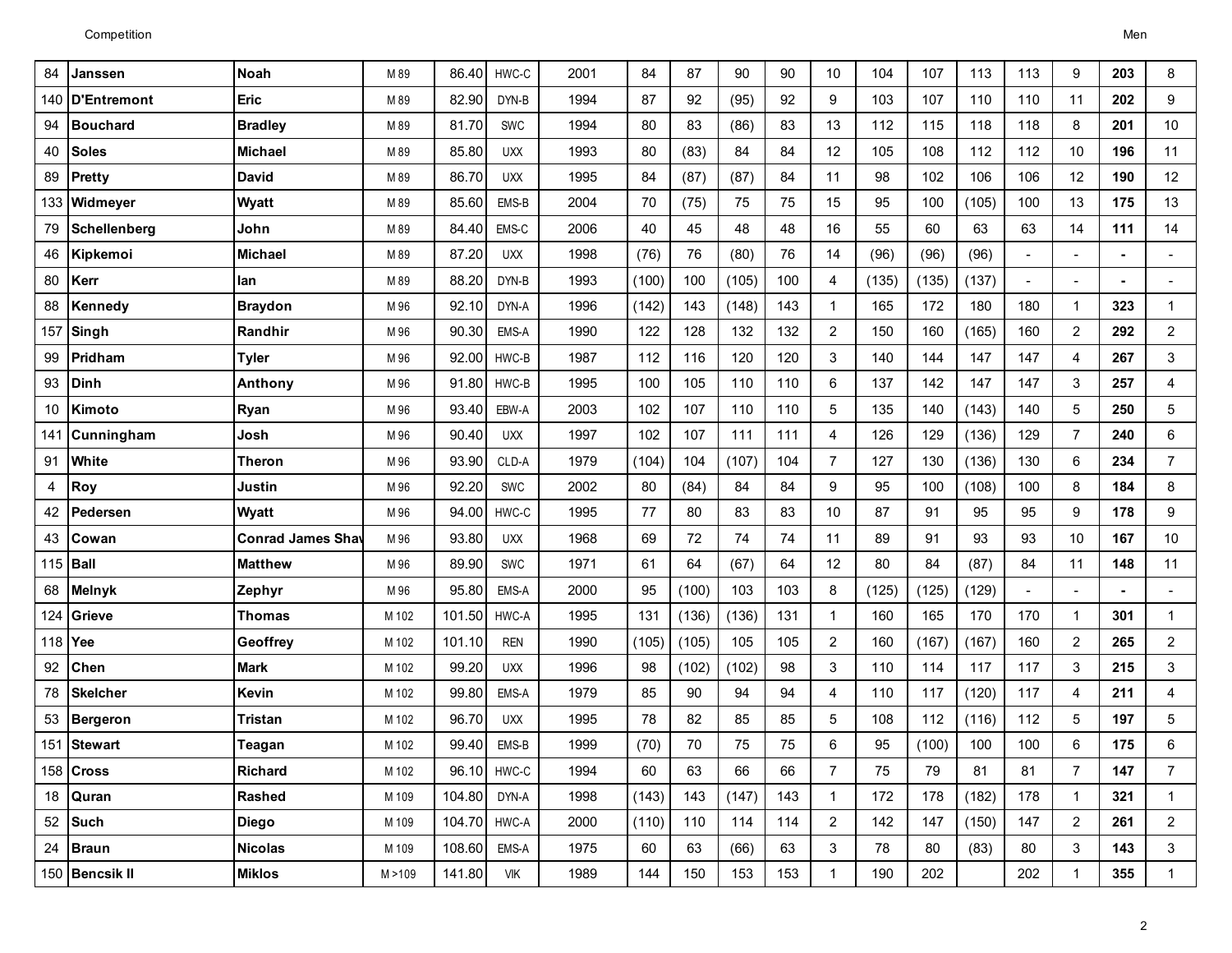| | | | | | | | | | | | | | | | | | | |
|---|---|---|---|---|---|---|---|---|---|---|---|---|---|---|---|---|---|---|
| 84 | **Janssen** | **Noah** | M 89 | 86.40 | HWC-C | 2001 | 84 | 87 | 90 | 90 | 10 | 104 | 107 | 113 | 113 | 9 | **203** | 8 |
| 140 | **D'Entremont** | **Eric** | M 89 | 82.90 | DYN-B | 1994 | 87 | 92 | (95) | 92 | 9 | 103 | 107 | 110 | 110 | 11 | **202** | 9 |
| 94 | **Bouchard** | **Bradley** | M 89 | 81.70 | SWC | 1994 | 80 | 83 | (86) | 83 | 13 | 112 | 115 | 118 | 118 | 8 | **201** | 10 |
| 40 | **Soles** | **Michael** | M 89 | 85.80 | UXX | 1993 | 80 | (83) | 84 | 84 | 12 | 105 | 108 | 112 | 112 | 10 | **196** | 11 |
| 89 | **Pretty** | **David** | M 89 | 86.70 | UXX | 1995 | 84 | (87) | (87) | 84 | 11 | 98 | 102 | 106 | 106 | 12 | **190** | 12 |
| 133 | **Widmeyer** | **Wyatt** | M 89 | 85.60 | EMS-B | 2004 | 70 | (75) | 75 | 75 | 15 | 95 | 100 | (105) | 100 | 13 | **175** | 13 |
| 79 | **Schellenberg** | **John** | M 89 | 84.40 | EMS-C | 2006 | 40 | 45 | 48 | 48 | 16 | 55 | 60 | 63 | 63 | 14 | **111** | 14 |
| 46 | **Kipkemoi** | **Michael** | M 89 | 87.20 | UXX | 1998 | (76) | 76 | (80) | 76 | 14 | (96) | (96) | (96) | - | - | **-** | - |
| 80 | **Kerr** | **Ian** | M 89 | 88.20 | DYN-B | 1993 | (100) | 100 | (105) | 100 | 4 | (135) | (135) | (137) | - | - | **-** | - |
| 88 | **Kennedy** | **Braydon** | M 96 | 92.10 | DYN-A | 1996 | (142) | 143 | (148) | 143 | 1 | 165 | 172 | 180 | 180 | 1 | **323** | 1 |
| 157 | **Singh** | **Randhir** | M 96 | 90.30 | EMS-A | 1990 | 122 | 128 | 132 | 132 | 2 | 150 | 160 | (165) | 160 | 2 | **292** | 2 |
| 99 | **Pridham** | **Tyler** | M 96 | 92.00 | HWC-B | 1987 | 112 | 116 | 120 | 120 | 3 | 140 | 144 | 147 | 147 | 4 | **267** | 3 |
| 93 | **Dinh** | **Anthony** | M 96 | 91.80 | HWC-B | 1995 | 100 | 105 | 110 | 110 | 6 | 137 | 142 | 147 | 147 | 3 | **257** | 4 |
| 10 | **Kimoto** | **Ryan** | M 96 | 93.40 | EBW-A | 2003 | 102 | 107 | 110 | 110 | 5 | 135 | 140 | (143) | 140 | 5 | **250** | 5 |
| 141 | **Cunningham** | **Josh** | M 96 | 90.40 | UXX | 1997 | 102 | 107 | 111 | 111 | 4 | 126 | 129 | (136) | 129 | 7 | **240** | 6 |
| 91 | **White** | **Theron** | M 96 | 93.90 | CLD-A | 1979 | (104) | 104 | (107) | 104 | 7 | 127 | 130 | (136) | 130 | 6 | **234** | 7 |
| 4 | **Roy** | **Justin** | M 96 | 92.20 | SWC | 2002 | 80 | (84) | 84 | 84 | 9 | 95 | 100 | (108) | 100 | 8 | **184** | 8 |
| 42 | **Pedersen** | **Wyatt** | M 96 | 94.00 | HWC-C | 1995 | 77 | 80 | 83 | 83 | 10 | 87 | 91 | 95 | 95 | 9 | **178** | 9 |
| 43 | **Cowan** | **Conrad James Shav** | M 96 | 93.80 | UXX | 1968 | 69 | 72 | 74 | 74 | 11 | 89 | 91 | 93 | 93 | 10 | **167** | 10 |
| 115 | **Ball** | **Matthew** | M 96 | 89.90 | SWC | 1971 | 61 | 64 | (67) | 64 | 12 | 80 | 84 | (87) | 84 | 11 | **148** | 11 |
| 68 | **Melnyk** | **Zephyr** | M 96 | 95.80 | EMS-A | 2000 | 95 | (100) | 103 | 103 | 8 | (125) | (125) | (129) | - | - | **-** | - |
| 124 | **Grieve** | **Thomas** | M 102 | 101.50 | HWC-A | 1995 | 131 | (136) | (136) | 131 | 1 | 160 | 165 | 170 | 170 | 1 | **301** | 1 |
| 118 | **Yee** | **Geoffrey** | M 102 | 101.10 | REN | 1990 | (105) | (105) | 105 | 105 | 2 | 160 | (167) | (167) | 160 | 2 | **265** | 2 |
| 92 | **Chen** | **Mark** | M 102 | 99.20 | UXX | 1996 | 98 | (102) | (102) | 98 | 3 | 110 | 114 | 117 | 117 | 3 | **215** | 3 |
| 78 | **Skelcher** | **Kevin** | M 102 | 99.80 | EMS-A | 1979 | 85 | 90 | 94 | 94 | 4 | 110 | 117 | (120) | 117 | 4 | **211** | 4 |
| 53 | **Bergeron** | **Tristan** | M 102 | 96.70 | UXX | 1995 | 78 | 82 | 85 | 85 | 5 | 108 | 112 | (116) | 112 | 5 | **197** | 5 |
| 151 | **Stewart** | **Teagan** | M 102 | 99.40 | EMS-B | 1999 | (70) | 70 | 75 | 75 | 6 | 95 | (100) | 100 | 100 | 6 | **175** | 6 |
| 158 | **Cross** | **Richard** | M 102 | 96.10 | HWC-C | 1994 | 60 | 63 | 66 | 66 | 7 | 75 | 79 | 81 | 81 | 7 | **147** | 7 |
| 18 | **Quran** | **Rashed** | M 109 | 104.80 | DYN-A | 1998 | (143) | 143 | (147) | 143 | 1 | 172 | 178 | (182) | 178 | 1 | **321** | 1 |
| 52 | **Such** | **Diego** | M 109 | 104.70 | HWC-A | 2000 | (110) | 110 | 114 | 114 | 2 | 142 | 147 | (150) | 147 | 2 | **261** | 2 |
| 24 | **Braun** | **Nicolas** | M 109 | 108.60 | EMS-A | 1975 | 60 | 63 | (66) | 63 | 3 | 78 | 80 | (83) | 80 | 3 | **143** | 3 |
| 150 | **Bencsik II** | **Miklos** | M >109 | 141.80 | VIK | 1989 | 144 | 150 | 153 | 153 | 1 | 190 | 202 | | 202 | 1 | **355** | 1 |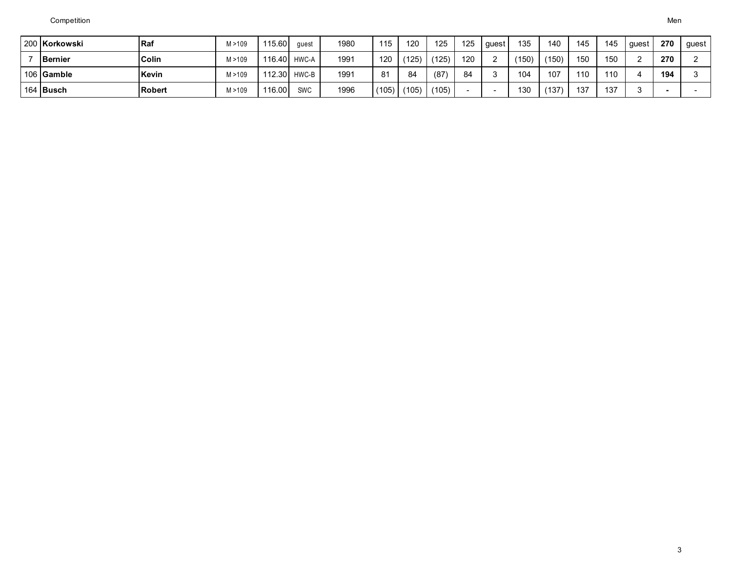| 200 | Korkowski | Raf | M >109 | 115.60 | guest | 1980 | 115 | 120 | 125 | 125 | guest | 135 | 140 | 145 | 145 | guest | **270** | guest |
|---|---|---|---|---|---|---|---|---|---|---|---|---|---|---|---|---|---|---|
| 7 | **Bernier** | **Colin** | M >109 | 116.40 | HWC-A | 1991 | 120 | (125) | (125) | 120 | 2 | (150) | (150) | 150 | 150 | 2 | **270** | 2 |
| 106 | **Gamble** | **Kevin** | M >109 | 112.30 | HWC-B | 1991 | 81 | 84 | (87) | 84 | 3 | 104 | 107 | 110 | 110 | 4 | **194** | 3 |
| 164 | **Busch** | **Robert** | M >109 | 116.00 | SWC | 1996 | (105) | (105) | (105) | - | - | 130 | (137) | 137 | 137 | 3 | **-** | - |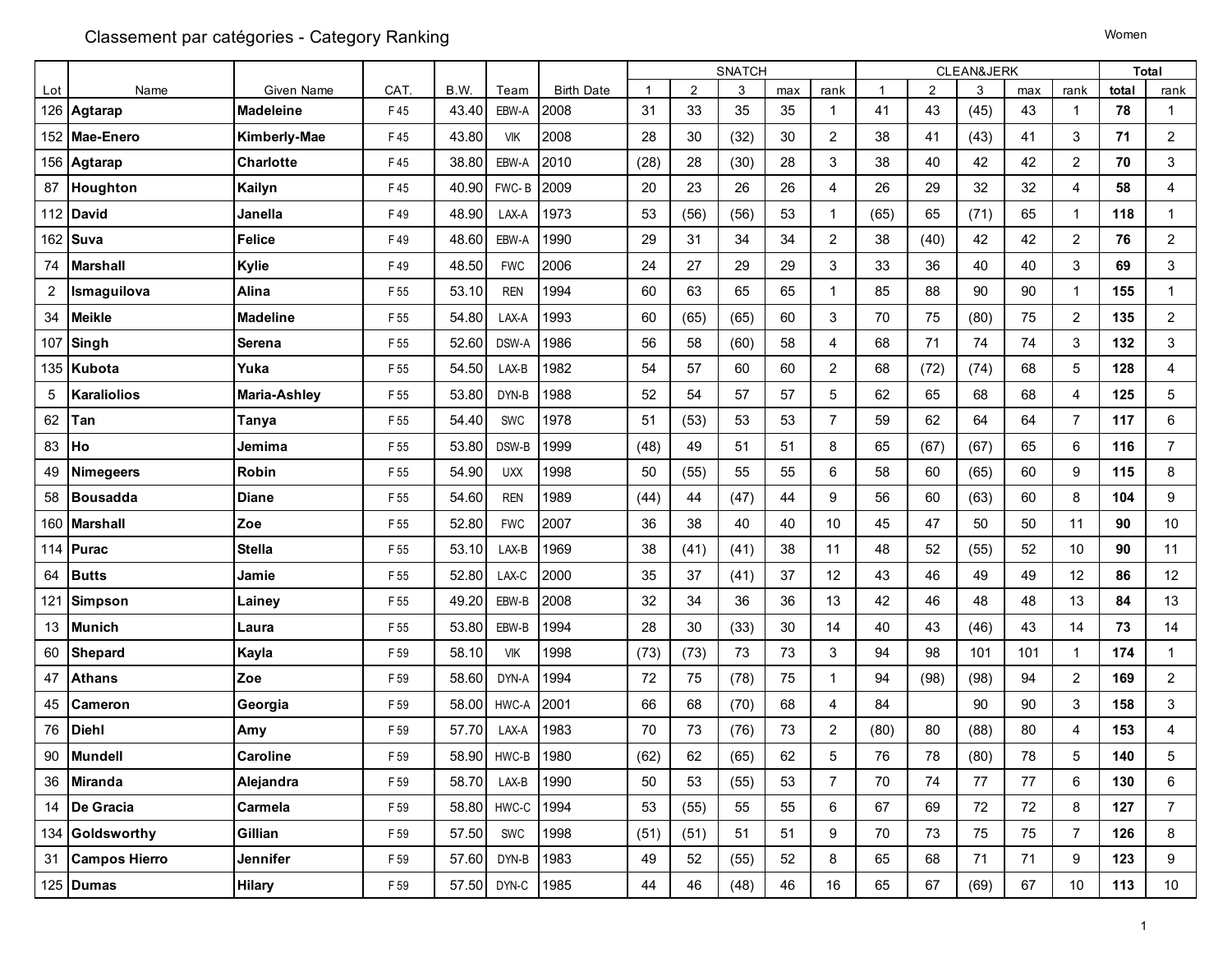# Classement par catégories - Category Ranking

Women

| Lot | Name | Given Name | CAT. | B.W. | Team | Birth Date | SNATCH 1 | 2 | 3 | max | rank | CLEAN&JERK 1 | 2 | 3 | max | rank | Total total | rank |
|---|---|---|---|---|---|---|---|---|---|---|---|---|---|---|---|---|---|---|
| 126 | **Agtarap** | **Madeleine** | F 45 | 43.40 | EBW-A | 2008 | 31 | 33 | 35 | 35 | 1 | 41 | 43 | (45) | 43 | 1 | **78** | 1 |
| 152 | **Mae-Enero** | **Kimberly-Mae** | F 45 | 43.80 | VIK | 2008 | 28 | 30 | (32) | 30 | 2 | 38 | 41 | (43) | 41 | 3 | **71** | 2 |
| 156 | **Agtarap** | **Charlotte** | F 45 | 38.80 | EBW-A | 2010 | (28) | 28 | (30) | 28 | 3 | 38 | 40 | 42 | 42 | 2 | **70** | 3 |
| 87 | **Houghton** | **Kailyn** | F 45 | 40.90 | FWC- B | 2009 | 20 | 23 | 26 | 26 | 4 | 26 | 29 | 32 | 32 | 4 | **58** | 4 |
| 112 | **David** | **Janella** | F 49 | 48.90 | LAX-A | 1973 | 53 | (56) | (56) | 53 | 1 | (65) | 65 | (71) | 65 | 1 | **118** | 1 |
| 162 | **Suva** | **Felice** | F 49 | 48.60 | EBW-A | 1990 | 29 | 31 | 34 | 34 | 2 | 38 | (40) | 42 | 42 | 2 | **76** | 2 |
| 74 | **Marshall** | **Kylie** | F 49 | 48.50 | FWC | 2006 | 24 | 27 | 29 | 29 | 3 | 33 | 36 | 40 | 40 | 3 | **69** | 3 |
| 2 | **Ismaguilova** | **Alina** | F 55 | 53.10 | REN | 1994 | 60 | 63 | 65 | 65 | 1 | 85 | 88 | 90 | 90 | 1 | **155** | 1 |
| 34 | **Meikle** | **Madeline** | F 55 | 54.80 | LAX-A | 1993 | 60 | (65) | (65) | 60 | 3 | 70 | 75 | (80) | 75 | 2 | **135** | 2 |
| 107 | **Singh** | **Serena** | F 55 | 52.60 | DSW-A | 1986 | 56 | 58 | (60) | 58 | 4 | 68 | 71 | 74 | 74 | 3 | **132** | 3 |
| 135 | **Kubota** | **Yuka** | F 55 | 54.50 | LAX-B | 1982 | 54 | 57 | 60 | 60 | 2 | 68 | (72) | (74) | 68 | 5 | **128** | 4 |
| 5 | **Karaliolios** | **Maria-Ashley** | F 55 | 53.80 | DYN-B | 1988 | 52 | 54 | 57 | 57 | 5 | 62 | 65 | 68 | 68 | 4 | **125** | 5 |
| 62 | **Tan** | **Tanya** | F 55 | 54.40 | SWC | 1978 | 51 | (53) | 53 | 53 | 7 | 59 | 62 | 64 | 64 | 7 | **117** | 6 |
| 83 | **Ho** | **Jemima** | F 55 | 53.80 | DSW-B | 1999 | (48) | 49 | 51 | 51 | 8 | 65 | (67) | (67) | 65 | 6 | **116** | 7 |
| 49 | **Nimegeers** | **Robin** | F 55 | 54.90 | UXX | 1998 | 50 | (55) | 55 | 55 | 6 | 58 | 60 | (65) | 60 | 9 | **115** | 8 |
| 58 | **Bousadda** | **Diane** | F 55 | 54.60 | REN | 1989 | (44) | 44 | (47) | 44 | 9 | 56 | 60 | (63) | 60 | 8 | **104** | 9 |
| 160 | **Marshall** | **Zoe** | F 55 | 52.80 | FWC | 2007 | 36 | 38 | 40 | 40 | 10 | 45 | 47 | 50 | 50 | 11 | **90** | 10 |
| 114 | **Purac** | **Stella** | F 55 | 53.10 | LAX-B | 1969 | 38 | (41) | (41) | 38 | 11 | 48 | 52 | (55) | 52 | 10 | **90** | 11 |
| 64 | **Butts** | **Jamie** | F 55 | 52.80 | LAX-C | 2000 | 35 | 37 | (41) | 37 | 12 | 43 | 46 | 49 | 49 | 12 | **86** | 12 |
| 121 | **Simpson** | **Lainey** | F 55 | 49.20 | EBW-B | 2008 | 32 | 34 | 36 | 36 | 13 | 42 | 46 | 48 | 48 | 13 | **84** | 13 |
| 13 | **Munich** | **Laura** | F 55 | 53.80 | EBW-B | 1994 | 28 | 30 | (33) | 30 | 14 | 40 | 43 | (46) | 43 | 14 | **73** | 14 |
| 60 | **Shepard** | **Kayla** | F 59 | 58.10 | VIK | 1998 | (73) | (73) | 73 | 73 | 3 | 94 | 98 | 101 | 101 | 1 | **174** | 1 |
| 47 | **Athans** | **Zoe** | F 59 | 58.60 | DYN-A | 1994 | 72 | 75 | (78) | 75 | 1 | 94 | (98) | (98) | 94 | 2 | **169** | 2 |
| 45 | **Cameron** | **Georgia** | F 59 | 58.00 | HWC-A | 2001 | 66 | 68 | (70) | 68 | 4 | 84 | | 90 | 90 | 3 | **158** | 3 |
| 76 | **Diehl** | **Amy** | F 59 | 57.70 | LAX-A | 1983 | 70 | 73 | (76) | 73 | 2 | (80) | 80 | (88) | 80 | 4 | **153** | 4 |
| 90 | **Mundell** | **Caroline** | F 59 | 58.90 | HWC-B | 1980 | (62) | 62 | (65) | 62 | 5 | 76 | 78 | (80) | 78 | 5 | **140** | 5 |
| 36 | **Miranda** | **Alejandra** | F 59 | 58.70 | LAX-B | 1990 | 50 | 53 | (55) | 53 | 7 | 70 | 74 | 77 | 77 | 6 | **130** | 6 |
| 14 | **De Gracia** | **Carmela** | F 59 | 58.80 | HWC-C | 1994 | 53 | (55) | 55 | 55 | 6 | 67 | 69 | 72 | 72 | 8 | **127** | 7 |
| 134 | **Goldsworthy** | **Gillian** | F 59 | 57.50 | SWC | 1998 | (51) | (51) | 51 | 51 | 9 | 70 | 73 | 75 | 75 | 7 | **126** | 8 |
| 31 | **Campos Hierro** | **Jennifer** | F 59 | 57.60 | DYN-B | 1983 | 49 | 52 | (55) | 52 | 8 | 65 | 68 | 71 | 71 | 9 | **123** | 9 |
| 125 | **Dumas** | **Hilary** | F 59 | 57.50 | DYN-C | 1985 | 44 | 46 | (48) | 46 | 16 | 65 | 67 | (69) | 67 | 10 | **113** | 10 |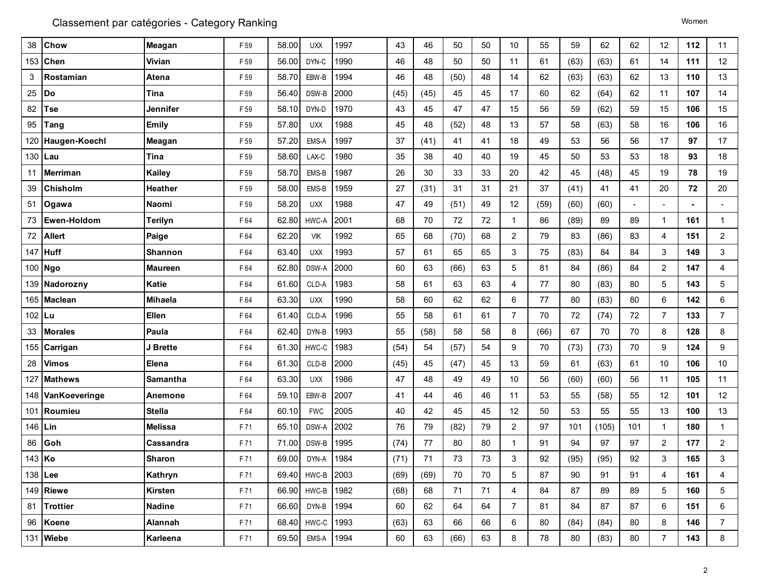Classement par catégories - Category Ranking

Women

| | | | | | | | | | | | | | | | | | | |
|---|---|---|---|---|---|---|---|---|---|---|---|---|---|---|---|---|---|---|
| 38 | **Chow** | **Meagan** | F 59 | 58.00 | UXX | 1997 | 43 | 46 | 50 | 50 | 10 | 55 | 59 | 62 | 62 | 12 | **112** | 11 |
| 153 | **Chen** | **Vivian** | F 59 | 56.00 | DYN-C | 1990 | 46 | 48 | 50 | 50 | 11 | 61 | (63) | (63) | 61 | 14 | **111** | 12 |
| 3 | **Rostamian** | **Atena** | F 59 | 58.70 | EBW-B | 1994 | 46 | 48 | (50) | 48 | 14 | 62 | (63) | (63) | 62 | 13 | **110** | 13 |
| 25 | **Do** | **Tina** | F 59 | 56.40 | DSW-B | 2000 | (45) | (45) | 45 | 45 | 17 | 60 | 62 | (64) | 62 | 11 | **107** | 14 |
| 82 | **Tse** | **Jennifer** | F 59 | 58.10 | DYN-D | 1970 | 43 | 45 | 47 | 47 | 15 | 56 | 59 | (62) | 59 | 15 | **106** | 15 |
| 95 | **Tang** | **Emily** | F 59 | 57.80 | UXX | 1988 | 45 | 48 | (52) | 48 | 13 | 57 | 58 | (63) | 58 | 16 | **106** | 16 |
| 120 | **Haugen-Koechl** | **Meagan** | F 59 | 57.20 | EMS-A | 1997 | 37 | (41) | 41 | 41 | 18 | 49 | 53 | 56 | 56 | 17 | **97** | 17 |
| 130 | **Lau** | **Tina** | F 59 | 58.60 | LAX-C | 1980 | 35 | 38 | 40 | 40 | 19 | 45 | 50 | 53 | 53 | 18 | **93** | 18 |
| 11 | **Merriman** | **Kailey** | F 59 | 58.70 | EMS-B | 1987 | 26 | 30 | 33 | 33 | 20 | 42 | 45 | (48) | 45 | 19 | **78** | 19 |
| 39 | **Chisholm** | **Heather** | F 59 | 58.00 | EMS-B | 1959 | 27 | (31) | 31 | 31 | 21 | 37 | (41) | 41 | 41 | 20 | **72** | 20 |
| 51 | **Ogawa** | **Naomi** | F 59 | 58.20 | UXX | 1988 | 47 | 49 | (51) | 49 | 12 | (59) | (60) | (60) | - | - | **-** | - |
| 73 | **Ewen-Holdom** | **Terilyn** | F 64 | 62.80 | HWC-A | 2001 | 68 | 70 | 72 | 72 | 1 | 86 | (89) | 89 | 89 | 1 | **161** | 1 |
| 72 | **Allert** | **Paige** | F 64 | 62.20 | VIK | 1992 | 65 | 68 | (70) | 68 | 2 | 79 | 83 | (86) | 83 | 4 | **151** | 2 |
| 147 | **Huff** | **Shannon** | F 64 | 63.40 | UXX | 1993 | 57 | 61 | 65 | 65 | 3 | 75 | (83) | 84 | 84 | 3 | **149** | 3 |
| 100 | **Ngo** | **Maureen** | F 64 | 62.80 | DSW-A | 2000 | 60 | 63 | (66) | 63 | 5 | 81 | 84 | (86) | 84 | 2 | **147** | 4 |
| 139 | **Nadorozny** | **Katie** | F 64 | 61.60 | CLD-A | 1983 | 58 | 61 | 63 | 63 | 4 | 77 | 80 | (83) | 80 | 5 | **143** | 5 |
| 165 | **Maclean** | **Mihaela** | F 64 | 63.30 | UXX | 1990 | 58 | 60 | 62 | 62 | 6 | 77 | 80 | (83) | 80 | 6 | **142** | 6 |
| 102 | **Lu** | **Ellen** | F 64 | 61.40 | CLD-A | 1996 | 55 | 58 | 61 | 61 | 7 | 70 | 72 | (74) | 72 | 7 | **133** | 7 |
| 33 | **Morales** | **Paula** | F 64 | 62.40 | DYN-B | 1993 | 55 | (58) | 58 | 58 | 8 | (66) | 67 | 70 | 70 | 8 | **128** | 8 |
| 155 | **Carrigan** | **J Brette** | F 64 | 61.30 | HWC-C | 1983 | (54) | 54 | (57) | 54 | 9 | 70 | (73) | (73) | 70 | 9 | **124** | 9 |
| 28 | **Vimos** | **Elena** | F 64 | 61.30 | CLD-B | 2000 | (45) | 45 | (47) | 45 | 13 | 59 | 61 | (63) | 61 | 10 | **106** | 10 |
| 127 | **Mathews** | **Samantha** | F 64 | 63.30 | UXX | 1986 | 47 | 48 | 49 | 49 | 10 | 56 | (60) | (60) | 56 | 11 | **105** | 11 |
| 148 | **VanKoeveringe** | **Anemone** | F 64 | 59.10 | EBW-B | 2007 | 41 | 44 | 46 | 46 | 11 | 53 | 55 | (58) | 55 | 12 | **101** | 12 |
| 101 | **Roumieu** | **Stella** | F 64 | 60.10 | FWC | 2005 | 40 | 42 | 45 | 45 | 12 | 50 | 53 | 55 | 55 | 13 | **100** | 13 |
| 146 | **Lin** | **Melissa** | F 71 | 65.10 | DSW-A | 2002 | 76 | 79 | (82) | 79 | 2 | 97 | 101 | (105) | 101 | 1 | **180** | 1 |
| 86 | **Goh** | **Cassandra** | F 71 | 71.00 | DSW-B | 1995 | (74) | 77 | 80 | 80 | 1 | 91 | 94 | 97 | 97 | 2 | **177** | 2 |
| 143 | **Ko** | **Sharon** | F 71 | 69.00 | DYN-A | 1984 | (71) | 71 | 73 | 73 | 3 | 92 | (95) | (95) | 92 | 3 | **165** | 3 |
| 138 | **Lee** | **Kathryn** | F 71 | 69.40 | HWC-B | 2003 | (69) | (69) | 70 | 70 | 5 | 87 | 90 | 91 | 91 | 4 | **161** | 4 |
| 149 | **Riewe** | **Kirsten** | F 71 | 66.90 | HWC-B | 1982 | (68) | 68 | 71 | 71 | 4 | 84 | 87 | 89 | 89 | 5 | **160** | 5 |
| 81 | **Trottier** | **Nadine** | F 71 | 66.60 | DYN-B | 1994 | 60 | 62 | 64 | 64 | 7 | 81 | 84 | 87 | 87 | 6 | **151** | 6 |
| 96 | **Koene** | **Alannah** | F 71 | 68.40 | HWC-C | 1993 | (63) | 63 | 66 | 66 | 6 | 80 | (84) | (84) | 80 | 8 | **146** | 7 |
| 131 | **Wiebe** | **Karleena** | F 71 | 69.50 | EMS-A | 1994 | 60 | 63 | (66) | 63 | 8 | 78 | 80 | (83) | 80 | 7 | **143** | 8 |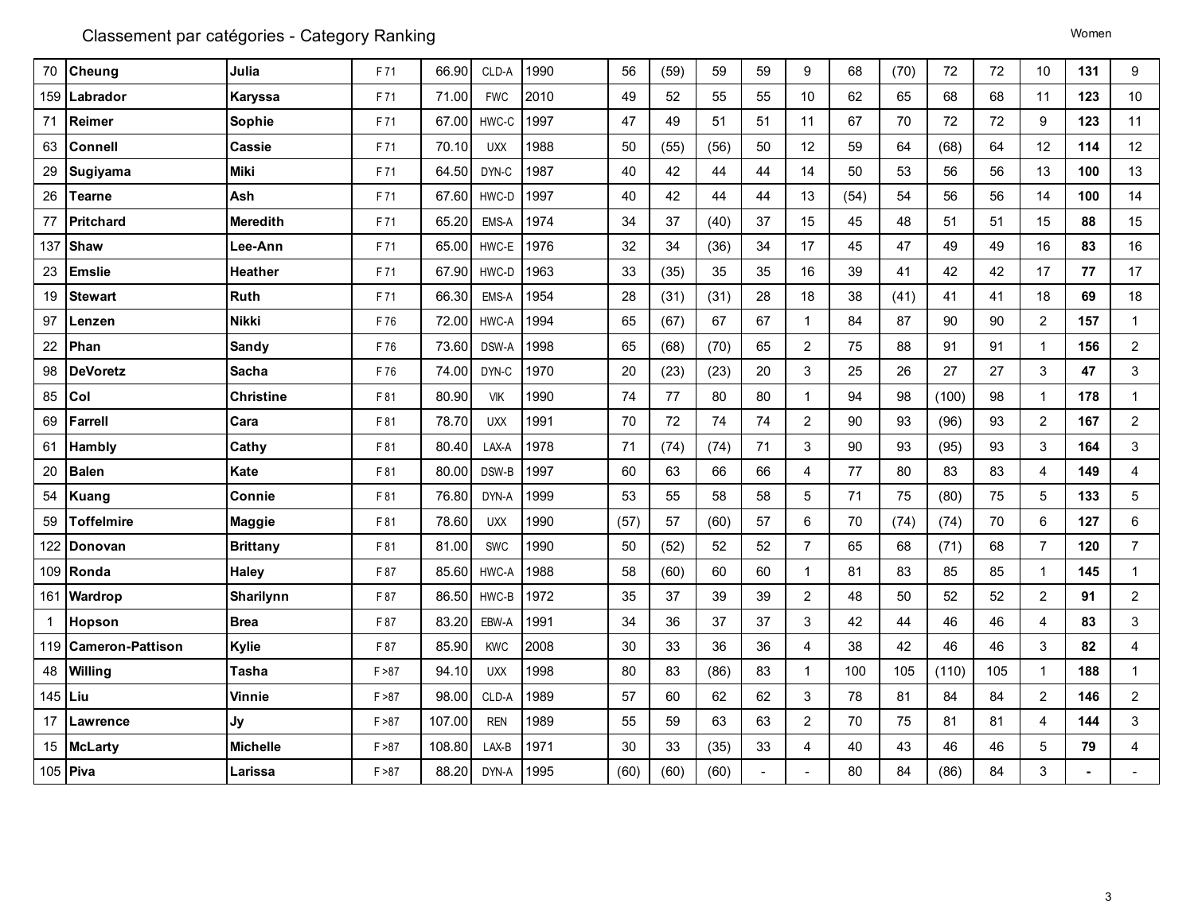# Classement par catégories - Category Ranking

Women

| | | | | | | | | | | | | | | | | | | |
|---|---|---|---|---|---|---|---|---|---|---|---|---|---|---|---|---|---|---|
| 70 | Cheung | Julia | F 71 | 66.90 | CLD-A | 1990 | 56 | (59) | 59 | 59 | 9 | 68 | (70) | 72 | 72 | 10 | **131** | 9 |
| 159 | Labrador | Karyssa | F 71 | 71.00 | FWC | 2010 | 49 | 52 | 55 | 55 | 10 | 62 | 65 | 68 | 68 | 11 | **123** | 10 |
| 71 | Reimer | Sophie | F 71 | 67.00 | HWC-C | 1997 | 47 | 49 | 51 | 51 | 11 | 67 | 70 | 72 | 72 | 9 | **123** | 11 |
| 63 | Connell | Cassie | F 71 | 70.10 | UXX | 1988 | 50 | (55) | (56) | 50 | 12 | 59 | 64 | (68) | 64 | 12 | **114** | 12 |
| 29 | Sugiyama | Miki | F 71 | 64.50 | DYN-C | 1987 | 40 | 42 | 44 | 44 | 14 | 50 | 53 | 56 | 56 | 13 | **100** | 13 |
| 26 | Tearne | Ash | F 71 | 67.60 | HWC-D | 1997 | 40 | 42 | 44 | 44 | 13 | (54) | 54 | 56 | 56 | 14 | **100** | 14 |
| 77 | Pritchard | Meredith | F 71 | 65.20 | EMS-A | 1974 | 34 | 37 | (40) | 37 | 15 | 45 | 48 | 51 | 51 | 15 | **88** | 15 |
| 137 | Shaw | Lee-Ann | F 71 | 65.00 | HWC-E | 1976 | 32 | 34 | (36) | 34 | 17 | 45 | 47 | 49 | 49 | 16 | **83** | 16 |
| 23 | Emslie | Heather | F 71 | 67.90 | HWC-D | 1963 | 33 | (35) | 35 | 35 | 16 | 39 | 41 | 42 | 42 | 17 | **77** | 17 |
| 19 | Stewart | Ruth | F 71 | 66.30 | EMS-A | 1954 | 28 | (31) | (31) | 28 | 18 | 38 | (41) | 41 | 41 | 18 | **69** | 18 |
| 97 | Lenzen | Nikki | F 76 | 72.00 | HWC-A | 1994 | 65 | (67) | 67 | 67 | 1 | 84 | 87 | 90 | 90 | 2 | **157** | 1 |
| 22 | Phan | Sandy | F 76 | 73.60 | DSW-A | 1998 | 65 | (68) | (70) | 65 | 2 | 75 | 88 | 91 | 91 | 1 | **156** | 2 |
| 98 | DeVoretz | Sacha | F 76 | 74.00 | DYN-C | 1970 | 20 | (23) | (23) | 20 | 3 | 25 | 26 | 27 | 27 | 3 | **47** | 3 |
| 85 | Col | Christine | F 81 | 80.90 | VIK | 1990 | 74 | 77 | 80 | 80 | 1 | 94 | 98 | (100) | 98 | 1 | **178** | 1 |
| 69 | Farrell | Cara | F 81 | 78.70 | UXX | 1991 | 70 | 72 | 74 | 74 | 2 | 90 | 93 | (96) | 93 | 2 | **167** | 2 |
| 61 | Hambly | Cathy | F 81 | 80.40 | LAX-A | 1978 | 71 | (74) | (74) | 71 | 3 | 90 | 93 | (95) | 93 | 3 | **164** | 3 |
| 20 | Balen | Kate | F 81 | 80.00 | DSW-B | 1997 | 60 | 63 | 66 | 66 | 4 | 77 | 80 | 83 | 83 | 4 | **149** | 4 |
| 54 | Kuang | Connie | F 81 | 76.80 | DYN-A | 1999 | 53 | 55 | 58 | 58 | 5 | 71 | 75 | (80) | 75 | 5 | **133** | 5 |
| 59 | Toffelmire | Maggie | F 81 | 78.60 | UXX | 1990 | (57) | 57 | (60) | 57 | 6 | 70 | (74) | (74) | 70 | 6 | **127** | 6 |
| 122 | Donovan | Brittany | F 81 | 81.00 | SWC | 1990 | 50 | (52) | 52 | 52 | 7 | 65 | 68 | (71) | 68 | 7 | **120** | 7 |
| 109 | Ronda | Haley | F 87 | 85.60 | HWC-A | 1988 | 58 | (60) | 60 | 60 | 1 | 81 | 83 | 85 | 85 | 1 | **145** | 1 |
| 161 | Wardrop | Sharilynn | F 87 | 86.50 | HWC-B | 1972 | 35 | 37 | 39 | 39 | 2 | 48 | 50 | 52 | 52 | 2 | **91** | 2 |
| 1 | Hopson | Brea | F 87 | 83.20 | EBW-A | 1991 | 34 | 36 | 37 | 37 | 3 | 42 | 44 | 46 | 46 | 4 | **83** | 3 |
| 119 | Cameron-Pattison | Kylie | F 87 | 85.90 | KWC | 2008 | 30 | 33 | 36 | 36 | 4 | 38 | 42 | 46 | 46 | 3 | **82** | 4 |
| 48 | Willing | Tasha | F >87 | 94.10 | UXX | 1998 | 80 | 83 | (86) | 83 | 1 | 100 | 105 | (110) | 105 | 1 | **188** | 1 |
| 145 | Liu | Vinnie | F >87 | 98.00 | CLD-A | 1989 | 57 | 60 | 62 | 62 | 3 | 78 | 81 | 84 | 84 | 2 | **146** | 2 |
| 17 | Lawrence | Jy | F >87 | 107.00 | REN | 1989 | 55 | 59 | 63 | 63 | 2 | 70 | 75 | 81 | 81 | 4 | **144** | 3 |
| 15 | McLarty | Michelle | F >87 | 108.80 | LAX-B | 1971 | 30 | 33 | (35) | 33 | 4 | 40 | 43 | 46 | 46 | 5 | **79** | 4 |
| 105 | Piva | Larissa | F >87 | 88.20 | DYN-A | 1995 | (60) | (60) | (60) | - | - | 80 | 84 | (86) | 84 | 3 | **-** | - |